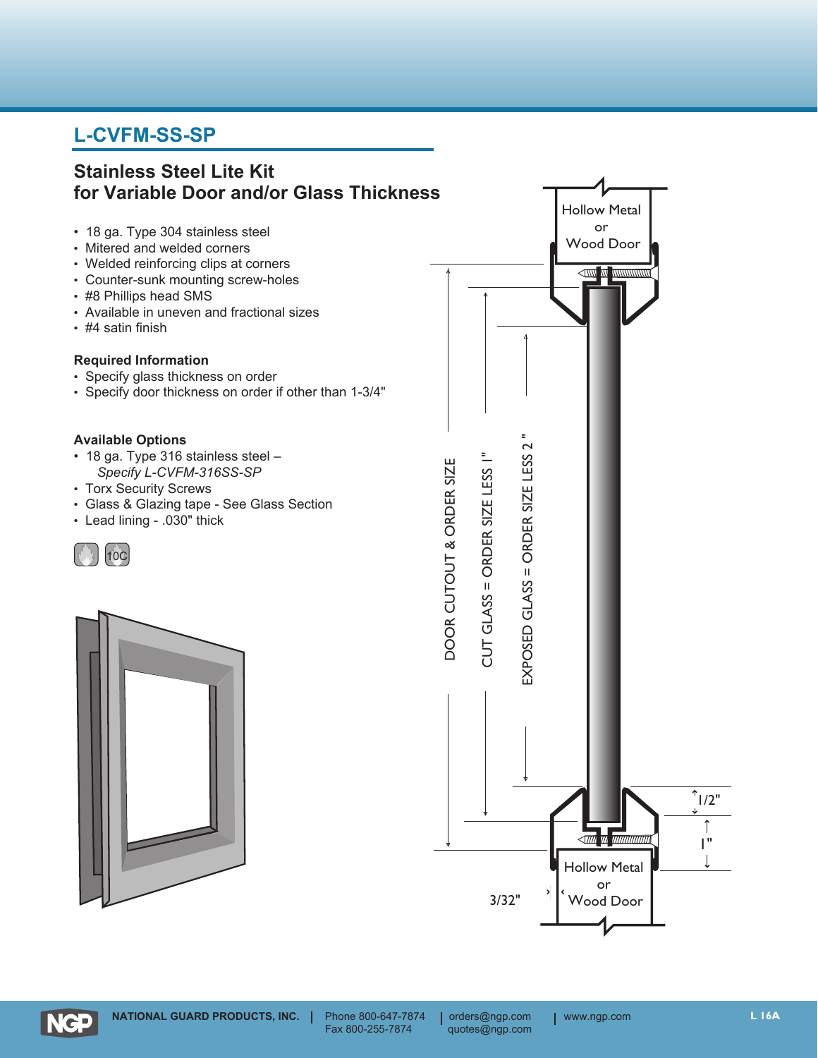# L-CVFM-SS-SP

## Stainless Steel Lite Kit for Variable Door and/or Glass Thickness

- 18 ga. Type 304 stainless steel
- Mitered and welded corners
- Welded reinforcing clips at corners
- Counter-sunk mounting screw-holes
- #8 Phillips head SMS
- Available in uneven and fractional sizes
- #4 satin finish

### Required Information

- Specify glass thickness on order
- Specify door thickness on order if other than 1-3/4"

### Available Options

- 18 ga. Type 316 stainless steel – *Specify L-CVFM-316SS-SP*
- Torx Security Screws
- Glass & Glazing tape - See Glass Section
- Lead lining - .030" thick

10C

Hollow Metal or Wood Door

DOOR CUTOUT & ORDER SIZE

CUT GLASS = ORDER SIZE LESS 1"

EXPOSED GLASS = ORDER SIZE LESS 2"

1/2"

1"

3/32"

Hollow Metal or Wood Door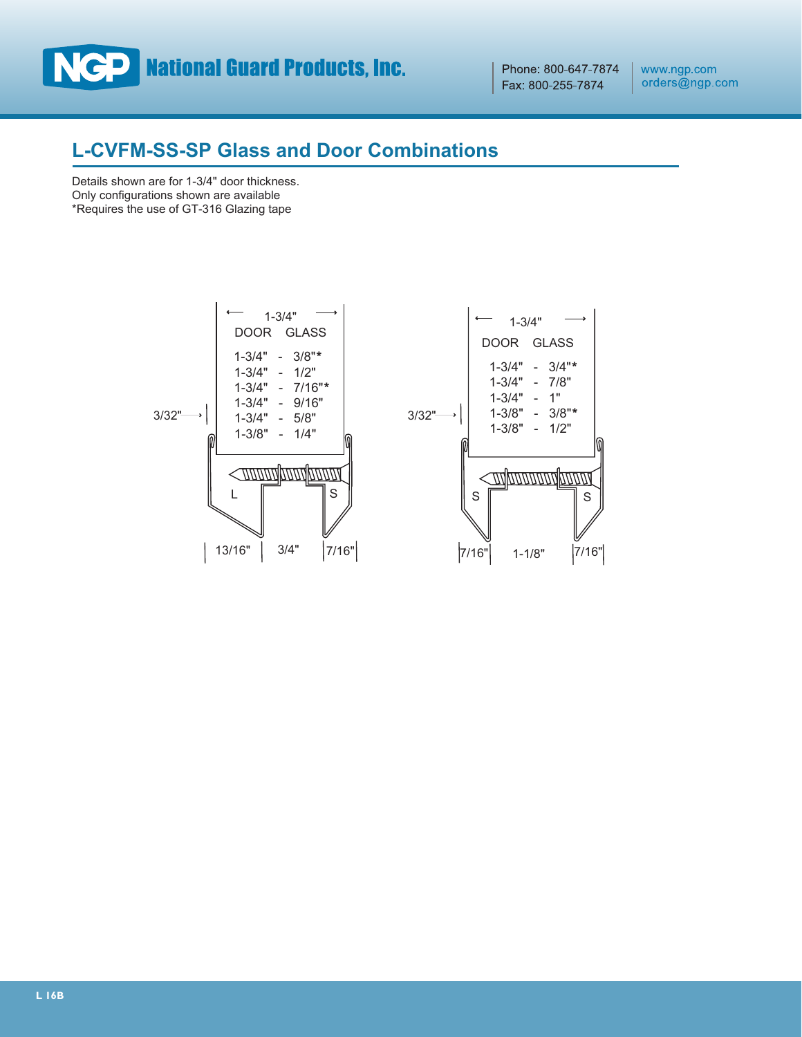## L-CVFM-SS-SP Glass and Door Combinations

Details shown are for 1-3/4" door thickness.
Only configurations shown are available
*Requires the use of GT-316 Glazing tape

1-3/4"

| DOOR | | GLASS |
|---|---|---|
| 1-3/4" | - | 3/8"* |
| 1-3/4" | - | 1/2" |
| 1-3/4" | - | 7/16"* |
| 1-3/4" | - | 9/16" |
| 1-3/4" | - | 5/8" |
| 1-3/8" | - | 1/4" |

3/32"

L

S

13/16"

3/4"

7/16"

1-3/4"

| DOOR | | GLASS |
|---|---|---|
| 1-3/4" | - | 3/4"* |
| 1-3/4" | - | 7/8" |
| 1-3/4" | - | 1" |
| 1-3/8" | - | 3/8"* |
| 1-3/8" | - | 1/2" |

3/32"

S

S

7/16"

1-1/8"

7/16"